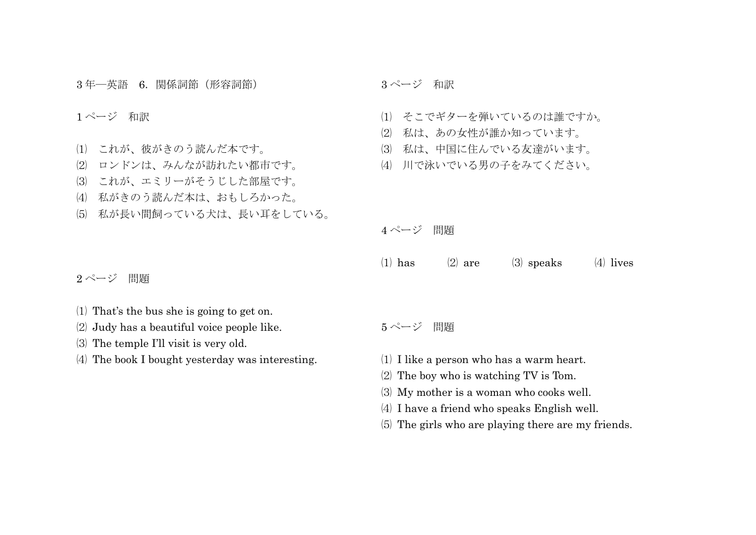# 3年―英語　6．関係詞節（形容詞節）

## 1ページ　和訳

⑴　これが、彼がきのう読んだ本です。
⑵　ロンドンは、みんなが訪れたい都市です。
⑶　これが、エミリーがそうじした部屋です。
⑷　私がきのう読んだ本は、おもしろかった。
⑸　私が長い間飼っている犬は、長い耳をしている。

## 2ページ　問題

⑴ That's the bus she is going to get on.
⑵ Judy has a beautiful voice people like.
⑶ The temple I'll visit is very old.
⑷ The book I bought yesterday was interesting.

## 3ページ　和訳

⑴　そこでギターを弾いているのは誰ですか。
⑵　私は、あの女性が誰か知っています。
⑶　私は、中国に住んでいる友達がいます。
⑷　川で泳いでいる男の子をみてください。

## 4ページ　問題

⑴ has　　⑵ are　　⑶ speaks　　⑷ lives

## 5ページ　問題

⑴ I like a person who has a warm heart.
⑵ The boy who is watching TV is Tom.
⑶ My mother is a woman who cooks well.
⑷ I have a friend who speaks English well.
⑸ The girls who are playing there are my friends.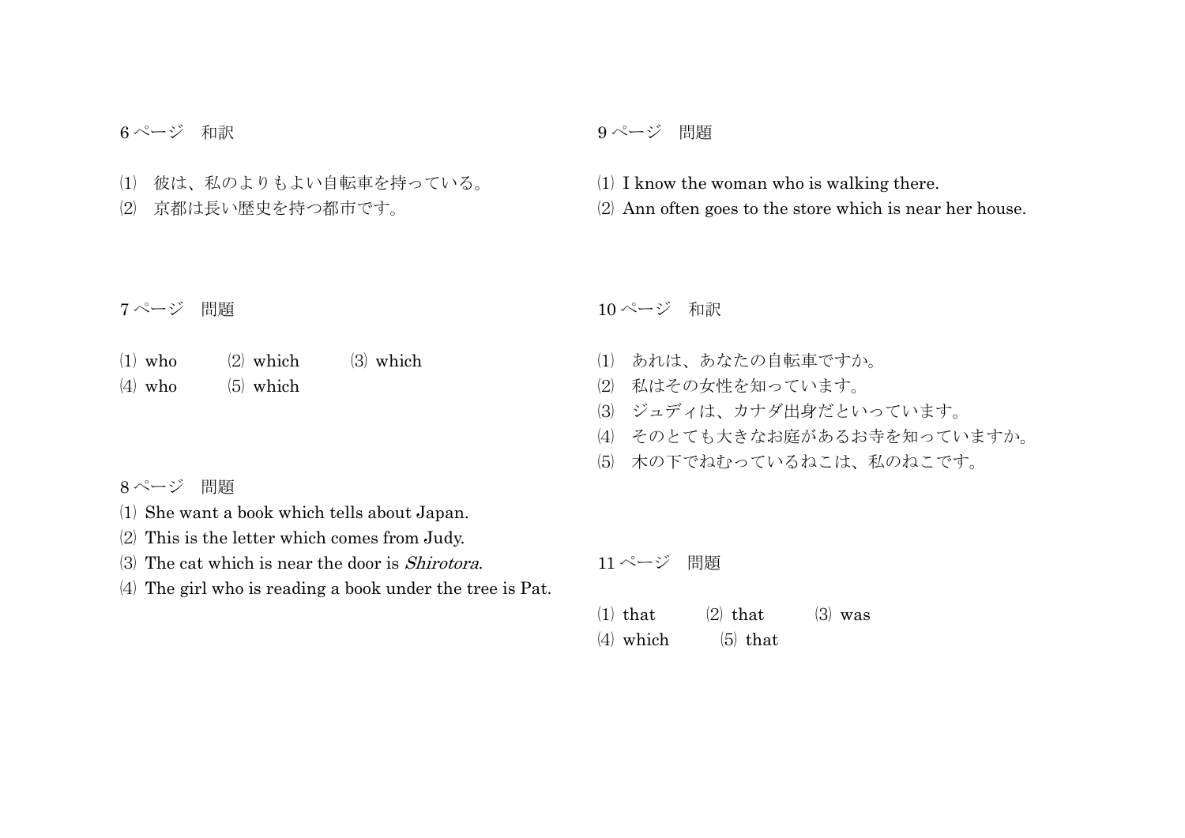6 ページ　和訳

⑴　彼は、私のよりもよい自転車を持っている。
⑵　京都は長い歴史を持つ都市です。

7 ページ　問題

⑴ who　⑵ which　⑶ which
⑷ who　⑸ which

8 ページ　問題

⑴ She want a book which tells about Japan.
⑵ This is the letter which comes from Judy.
⑶ The cat which is near the door is *Shirotora*.
⑷ The girl who is reading a book under the tree is Pat.

9 ページ　問題

⑴ I know the woman who is walking there.
⑵ Ann often goes to the store which is near her house.

10 ページ　和訳

⑴　あれは、あなたの自転車ですか。
⑵　私はその女性を知っています。
⑶　ジュディは、カナダ出身だといっています。
⑷　そのとても大きなお庭があるお寺を知っていますか。
⑸　木の下でねむっているねこは、私のねこです。

11 ページ　問題

⑴ that　⑵ that　⑶ was
⑷ which　⑸ that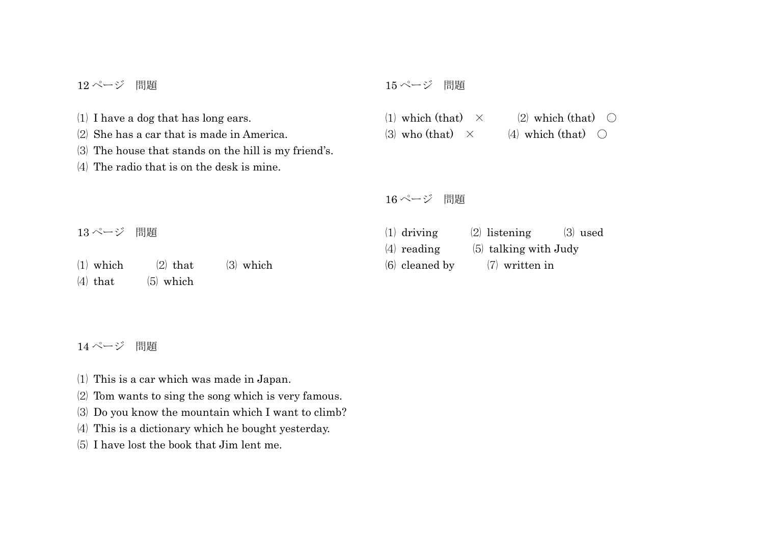## 12ページ　問題

⑴ I have a dog that has long ears.
⑵ She has a car that is made in America.
⑶ The house that stands on the hill is my friend's.
⑷ The radio that is on the desk is mine.

## 13ページ　問題

⑴ which　⑵ that　⑶ which
⑷ that　⑸ which

## 14ページ　問題

⑴ This is a car which was made in Japan.
⑵ Tom wants to sing the song which is very famous.
⑶ Do you know the mountain which I want to climb?
⑷ This is a dictionary which he bought yesterday.
⑸ I have lost the book that Jim lent me.

## 15ページ　問題

⑴ which (that)　×　⑵ which (that)　○
⑶ who (that)　×　⑷ which (that)　○

## 16ページ　問題

⑴ driving　⑵ listening　⑶ used
⑷ reading　⑸ talking with Judy
⑹ cleaned by　⑺ written in